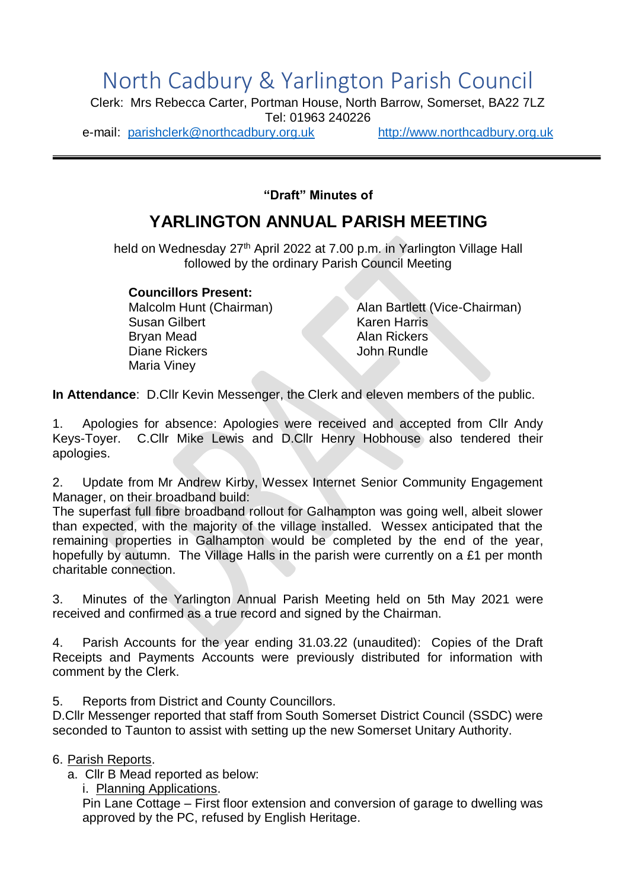# North Cadbury & Yarlington Parish Council

Clerk: Mrs Rebecca Carter, Portman House, North Barrow, Somerset, BA22 7LZ
Tel: 01963 240226
e-mail: parishclerk@northcadbury.org.uk http://www.northcadbury.org.uk

---

**"Draft" Minutes of**

## YARLINGTON ANNUAL PARISH MEETING

held on Wednesday 27th April 2022 at 7.00 p.m. in Yarlington Village Hall
followed by the ordinary Parish Council Meeting

**Councillors Present:**

Malcolm Hunt (Chairman)
Alan Bartlett (Vice-Chairman)
Susan Gilbert
Karen Harris
Bryan Mead
Alan Rickers
Diane Rickers
John Rundle
Maria Viney

**In Attendance**: D.Cllr Kevin Messenger, the Clerk and eleven members of the public.

1. Apologies for absence: Apologies were received and accepted from Cllr Andy Keys-Toyer. C.Cllr Mike Lewis and D.Cllr Henry Hobhouse also tendered their apologies.

2. Update from Mr Andrew Kirby, Wessex Internet Senior Community Engagement Manager, on their broadband build:
The superfast full fibre broadband rollout for Galhampton was going well, albeit slower than expected, with the majority of the village installed. Wessex anticipated that the remaining properties in Galhampton would be completed by the end of the year, hopefully by autumn. The Village Halls in the parish were currently on a £1 per month charitable connection.

3. Minutes of the Yarlington Annual Parish Meeting held on 5th May 2021 were received and confirmed as a true record and signed by the Chairman.

4. Parish Accounts for the year ending 31.03.22 (unaudited): Copies of the Draft Receipts and Payments Accounts were previously distributed for information with comment by the Clerk.

5. Reports from District and County Councillors.
D.Cllr Messenger reported that staff from South Somerset District Council (SSDC) were seconded to Taunton to assist with setting up the new Somerset Unitary Authority.

6. Parish Reports.
   a. Cllr B Mead reported as below:
      i. Planning Applications.
      Pin Lane Cottage – First floor extension and conversion of garage to dwelling was approved by the PC, refused by English Heritage.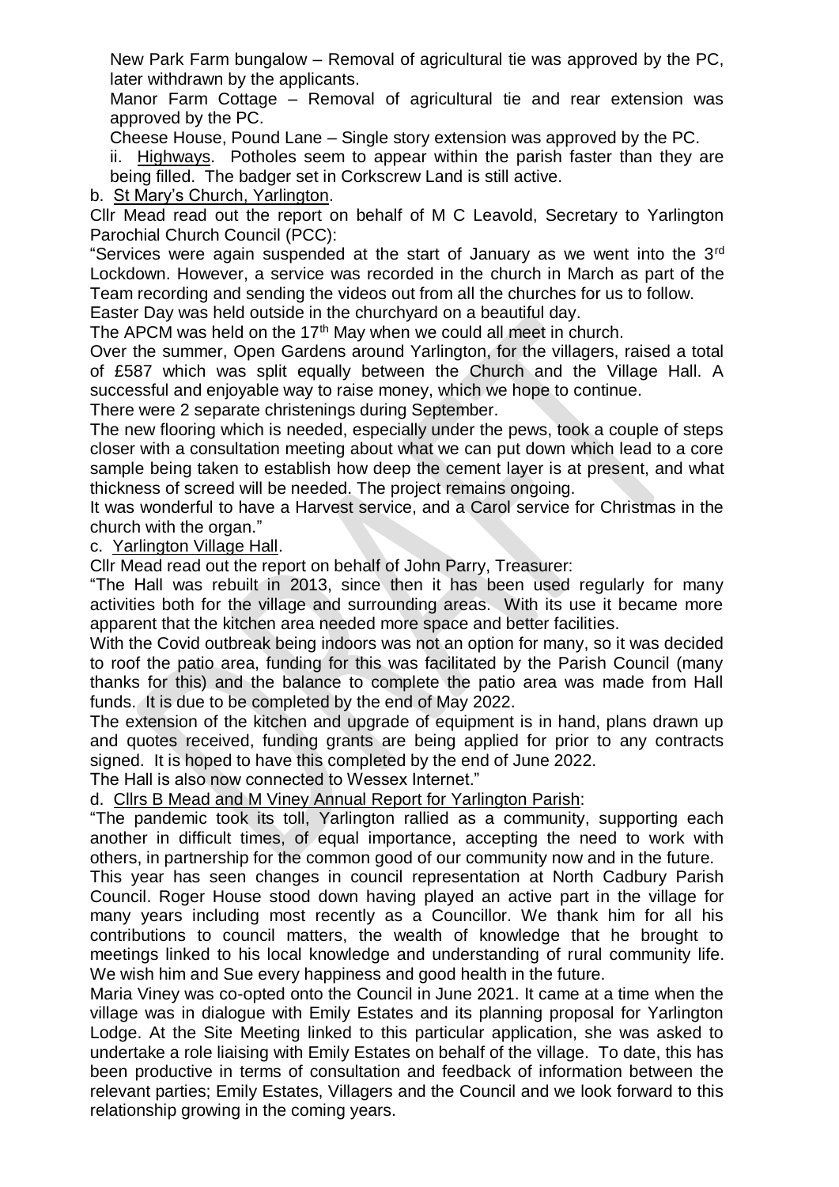New Park Farm bungalow – Removal of agricultural tie was approved by the PC, later withdrawn by the applicants.

Manor Farm Cottage – Removal of agricultural tie and rear extension was approved by the PC.

Cheese House, Pound Lane – Single story extension was approved by the PC.

ii. Highways. Potholes seem to appear within the parish faster than they are being filled. The badger set in Corkscrew Land is still active.

b. St Mary's Church, Yarlington.

Cllr Mead read out the report on behalf of M C Leavold, Secretary to Yarlington Parochial Church Council (PCC):

"Services were again suspended at the start of January as we went into the 3rd Lockdown. However, a service was recorded in the church in March as part of the Team recording and sending the videos out from all the churches for us to follow.

Easter Day was held outside in the churchyard on a beautiful day.

The APCM was held on the 17th May when we could all meet in church.

Over the summer, Open Gardens around Yarlington, for the villagers, raised a total of £587 which was split equally between the Church and the Village Hall. A successful and enjoyable way to raise money, which we hope to continue.

There were 2 separate christenings during September.

The new flooring which is needed, especially under the pews, took a couple of steps closer with a consultation meeting about what we can put down which lead to a core sample being taken to establish how deep the cement layer is at present, and what thickness of screed will be needed. The project remains ongoing.

It was wonderful to have a Harvest service, and a Carol service for Christmas in the church with the organ."

c. Yarlington Village Hall.

Cllr Mead read out the report on behalf of John Parry, Treasurer:

"The Hall was rebuilt in 2013, since then it has been used regularly for many activities both for the village and surrounding areas. With its use it became more apparent that the kitchen area needed more space and better facilities.

With the Covid outbreak being indoors was not an option for many, so it was decided to roof the patio area, funding for this was facilitated by the Parish Council (many thanks for this) and the balance to complete the patio area was made from Hall funds. It is due to be completed by the end of May 2022.

The extension of the kitchen and upgrade of equipment is in hand, plans drawn up and quotes received, funding grants are being applied for prior to any contracts signed. It is hoped to have this completed by the end of June 2022.

The Hall is also now connected to Wessex Internet."

d. Cllrs B Mead and M Viney Annual Report for Yarlington Parish:

"The pandemic took its toll, Yarlington rallied as a community, supporting each another in difficult times, of equal importance, accepting the need to work with others, in partnership for the common good of our community now and in the future.

This year has seen changes in council representation at North Cadbury Parish Council. Roger House stood down having played an active part in the village for many years including most recently as a Councillor. We thank him for all his contributions to council matters, the wealth of knowledge that he brought to meetings linked to his local knowledge and understanding of rural community life. We wish him and Sue every happiness and good health in the future.

Maria Viney was co-opted onto the Council in June 2021. It came at a time when the village was in dialogue with Emily Estates and its planning proposal for Yarlington Lodge. At the Site Meeting linked to this particular application, she was asked to undertake a role liaising with Emily Estates on behalf of the village. To date, this has been productive in terms of consultation and feedback of information between the relevant parties; Emily Estates, Villagers and the Council and we look forward to this relationship growing in the coming years.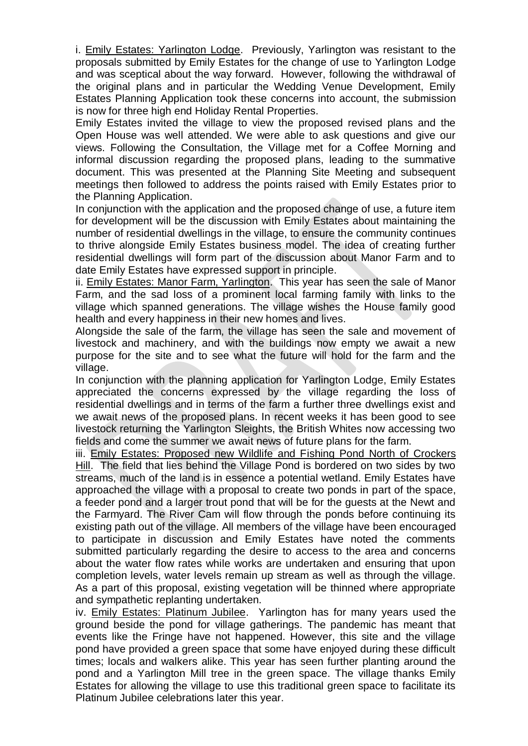i. Emily Estates: Yarlington Lodge. Previously, Yarlington was resistant to the proposals submitted by Emily Estates for the change of use to Yarlington Lodge and was sceptical about the way forward. However, following the withdrawal of the original plans and in particular the Wedding Venue Development, Emily Estates Planning Application took these concerns into account, the submission is now for three high end Holiday Rental Properties.

Emily Estates invited the village to view the proposed revised plans and the Open House was well attended. We were able to ask questions and give our views. Following the Consultation, the Village met for a Coffee Morning and informal discussion regarding the proposed plans, leading to the summative document. This was presented at the Planning Site Meeting and subsequent meetings then followed to address the points raised with Emily Estates prior to the Planning Application.

In conjunction with the application and the proposed change of use, a future item for development will be the discussion with Emily Estates about maintaining the number of residential dwellings in the village, to ensure the community continues to thrive alongside Emily Estates business model. The idea of creating further residential dwellings will form part of the discussion about Manor Farm and to date Emily Estates have expressed support in principle.

ii. Emily Estates: Manor Farm, Yarlington. This year has seen the sale of Manor Farm, and the sad loss of a prominent local farming family with links to the village which spanned generations. The village wishes the House family good health and every happiness in their new homes and lives.

Alongside the sale of the farm, the village has seen the sale and movement of livestock and machinery, and with the buildings now empty we await a new purpose for the site and to see what the future will hold for the farm and the village.

In conjunction with the planning application for Yarlington Lodge, Emily Estates appreciated the concerns expressed by the village regarding the loss of residential dwellings and in terms of the farm a further three dwellings exist and we await news of the proposed plans. In recent weeks it has been good to see livestock returning the Yarlington Sleights, the British Whites now accessing two fields and come the summer we await news of future plans for the farm.

iii. Emily Estates: Proposed new Wildlife and Fishing Pond North of Crockers Hill. The field that lies behind the Village Pond is bordered on two sides by two streams, much of the land is in essence a potential wetland. Emily Estates have approached the village with a proposal to create two ponds in part of the space, a feeder pond and a larger trout pond that will be for the guests at the Newt and the Farmyard. The River Cam will flow through the ponds before continuing its existing path out of the village. All members of the village have been encouraged to participate in discussion and Emily Estates have noted the comments submitted particularly regarding the desire to access to the area and concerns about the water flow rates while works are undertaken and ensuring that upon completion levels, water levels remain up stream as well as through the village. As a part of this proposal, existing vegetation will be thinned where appropriate and sympathetic replanting undertaken.

iv. Emily Estates: Platinum Jubilee. Yarlington has for many years used the ground beside the pond for village gatherings. The pandemic has meant that events like the Fringe have not happened. However, this site and the village pond have provided a green space that some have enjoyed during these difficult times; locals and walkers alike. This year has seen further planting around the pond and a Yarlington Mill tree in the green space. The village thanks Emily Estates for allowing the village to use this traditional green space to facilitate its Platinum Jubilee celebrations later this year.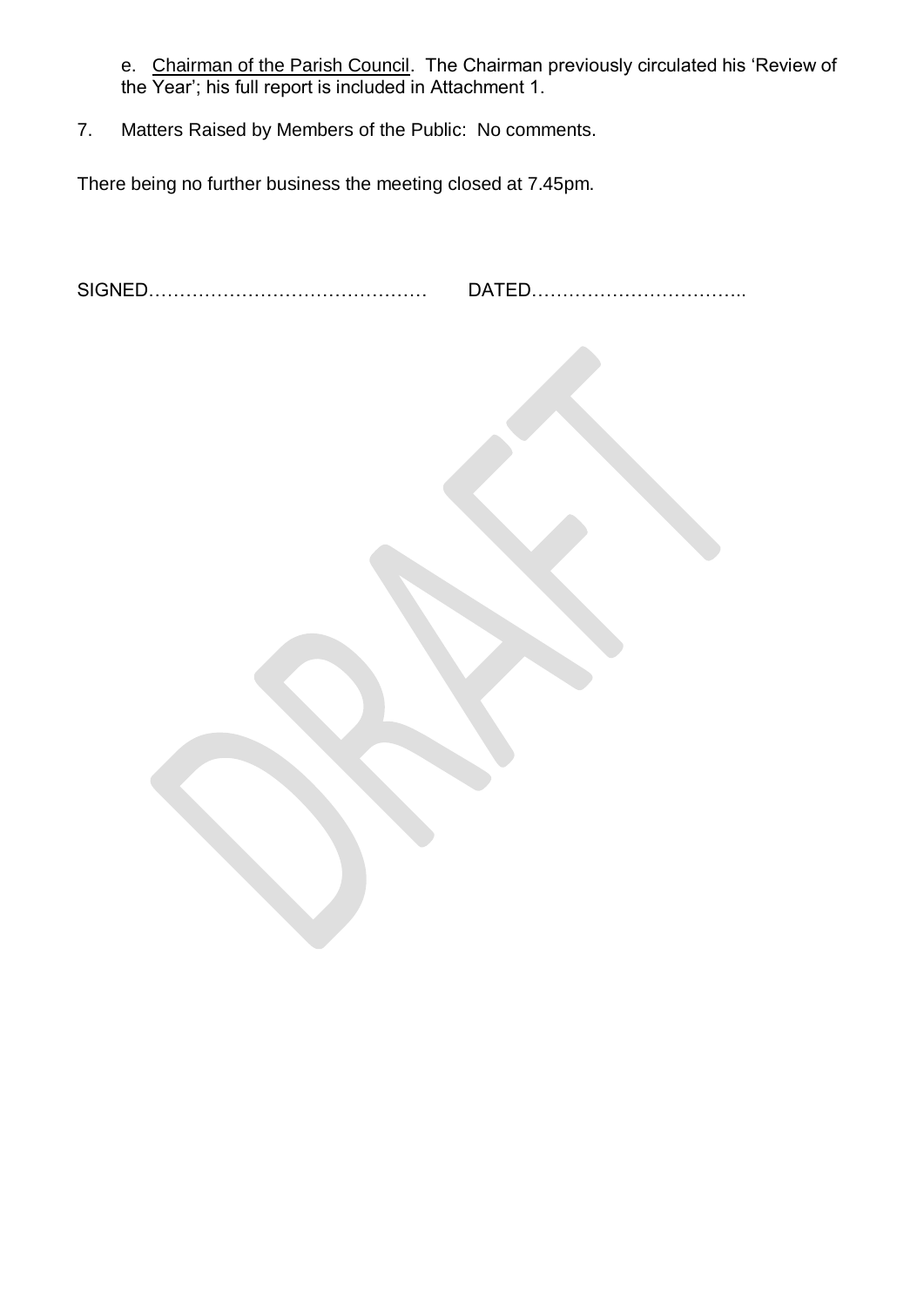e. <u>Chairman of the Parish Council</u>. The Chairman previously circulated his 'Review of the Year'; his full report is included in Attachment 1.

7. Matters Raised by Members of the Public: No comments.

There being no further business the meeting closed at 7.45pm.

SIGNED……………………………………… DATED……………………………..

DRAFT